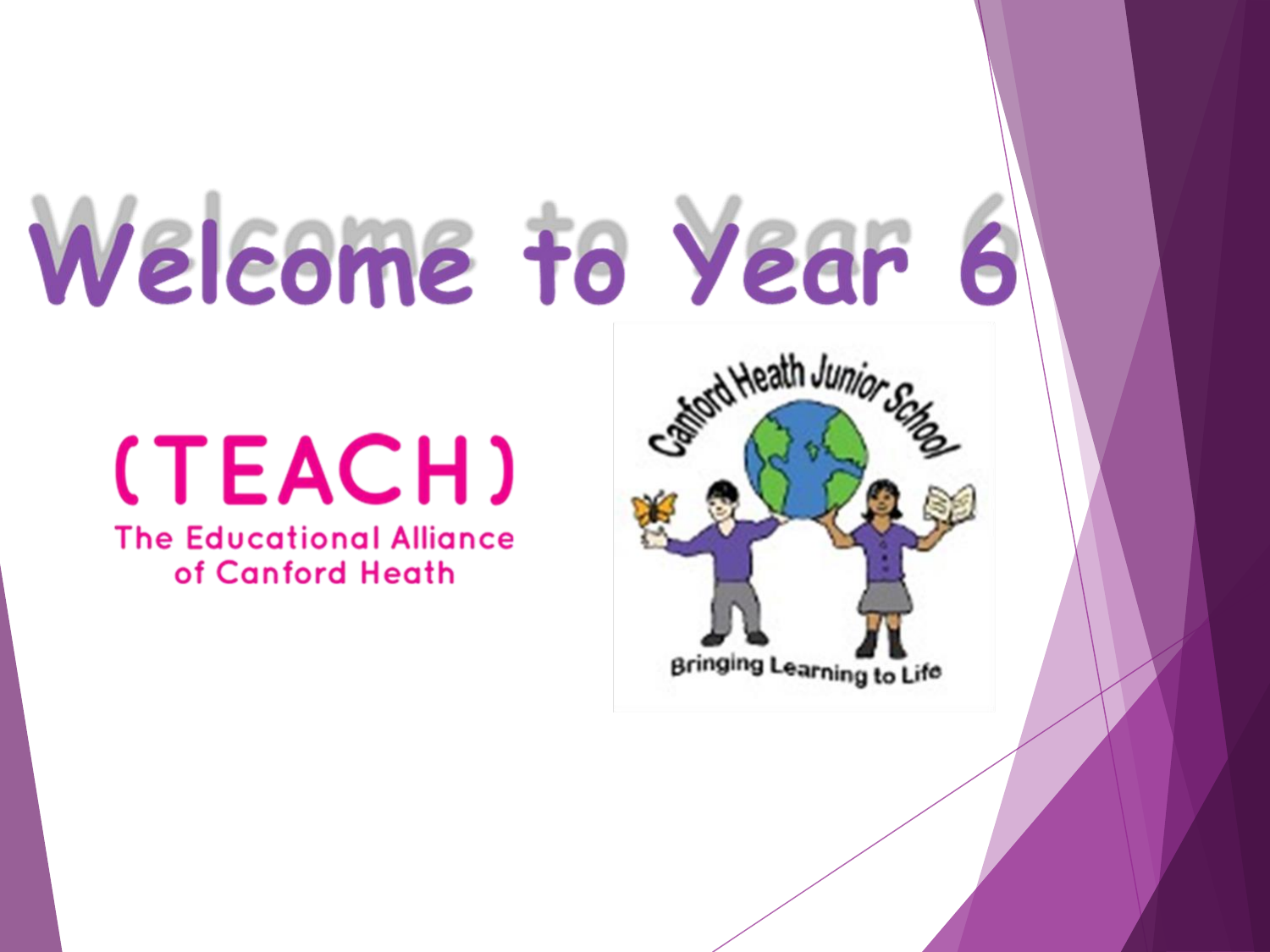# Welcome to Year 6

**(TEACH)**

The Educational Alliance of Canford Heath

Canford Heath Junior School

Bringing Learning to Life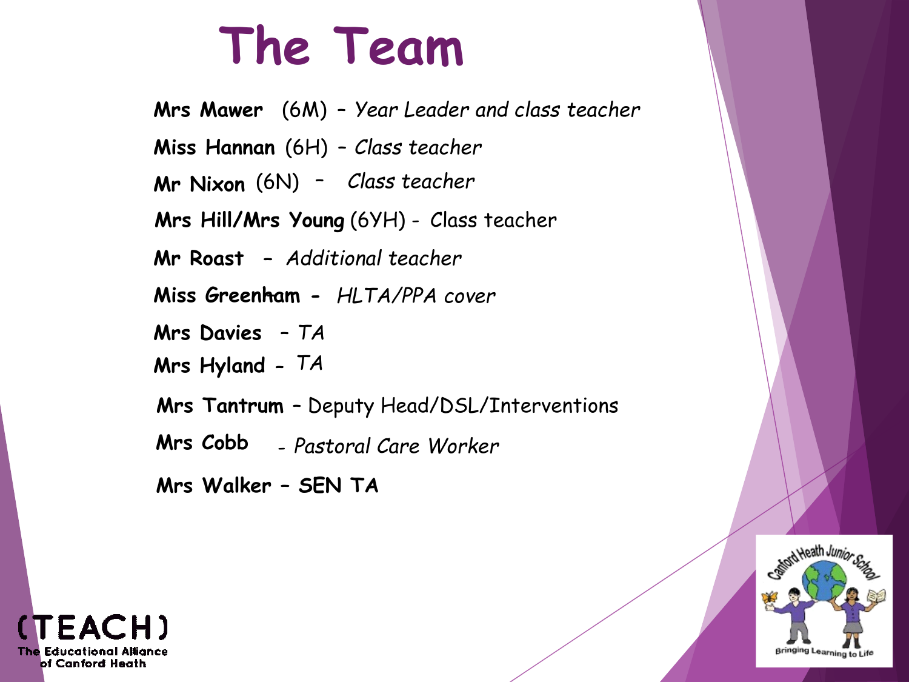# The Team

**Mrs Mawer** (6M) – *Year Leader and class teacher*

**Miss Hannan** (6H) – *Class teacher*

**Mr Nixon** (6N) – *Class teacher*

**Mrs Hill/Mrs Young** (6YH) - Class teacher

**Mr Roast** – *Additional teacher*

**Miss Greenham** - *HLTA/PPA cover*

**Mrs Davies** – *TA*

**Mrs Hyland** - *TA*

**Mrs Tantrum** – Deputy Head/DSL/Interventions

**Mrs Cobb** - *Pastoral Care Worker*

**Mrs Walker – SEN TA**

(TEACH) The Educational Alliance of Canford Heath

Canford Heath Junior School – Bringing Learning to Life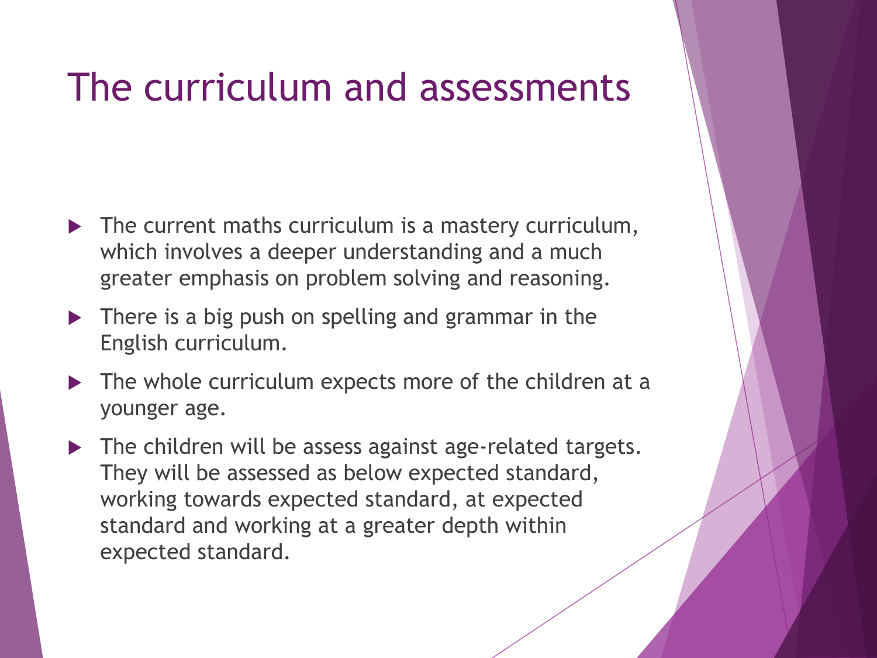# The curriculum and assessments

- The current maths curriculum is a mastery curriculum, which involves a deeper understanding and a much greater emphasis on problem solving and reasoning.
- There is a big push on spelling and grammar in the English curriculum.
- The whole curriculum expects more of the children at a younger age.
- The children will be assess against age-related targets. They will be assessed as below expected standard, working towards expected standard, at expected standard and working at a greater depth within expected standard.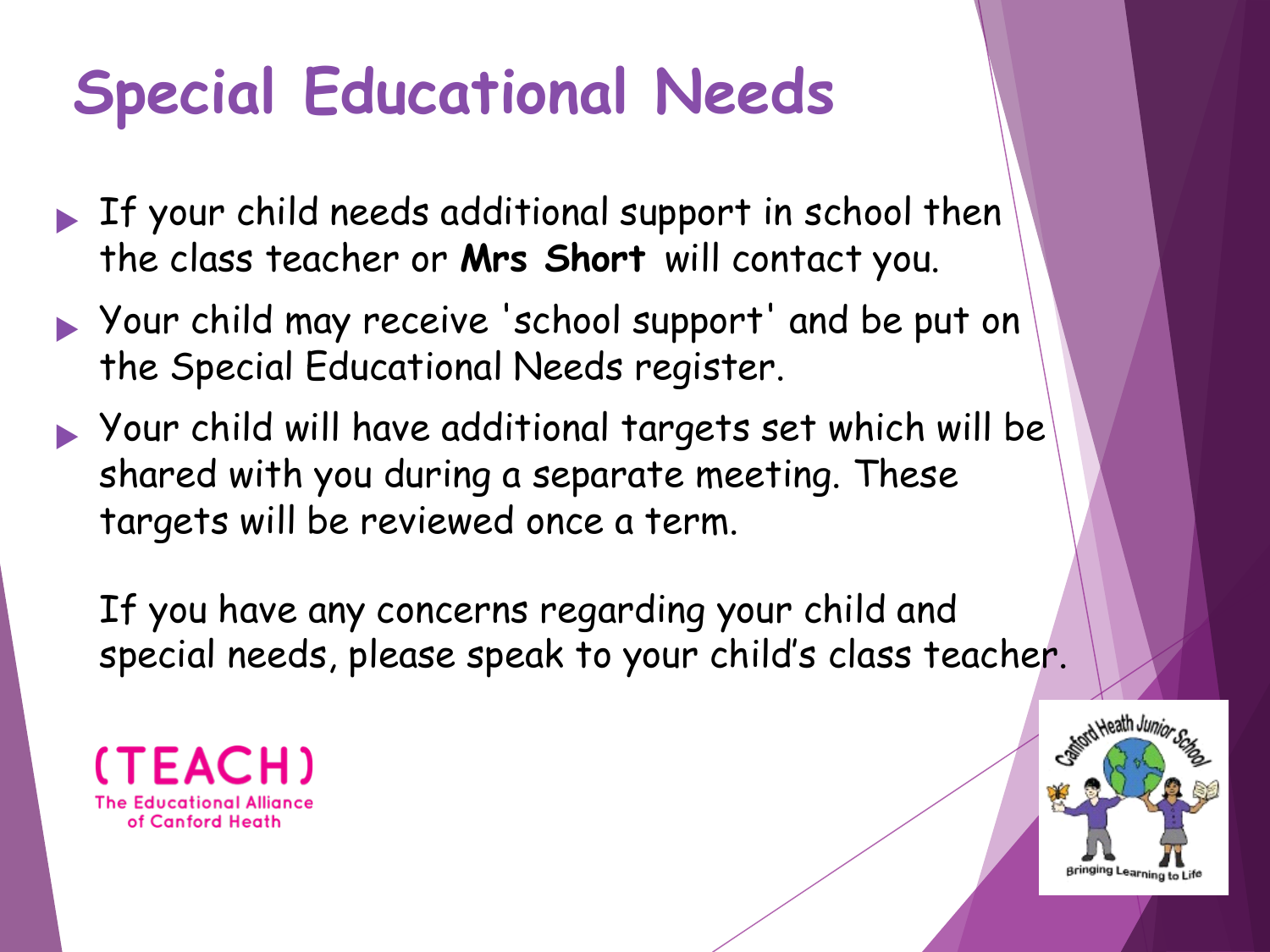# Special Educational Needs

- If your child needs additional support in school then the class teacher or **Mrs Short** will contact you.
- Your child may receive 'school support' and be put on the Special Educational Needs register.
- Your child will have additional targets set which will be shared with you during a separate meeting. These targets will be reviewed once a term.

If you have any concerns regarding your child and special needs, please speak to your child's class teacher.

(TEACH)
The Educational Alliance of Canford Heath

Canford Heath Junior School
Bringing Learning to Life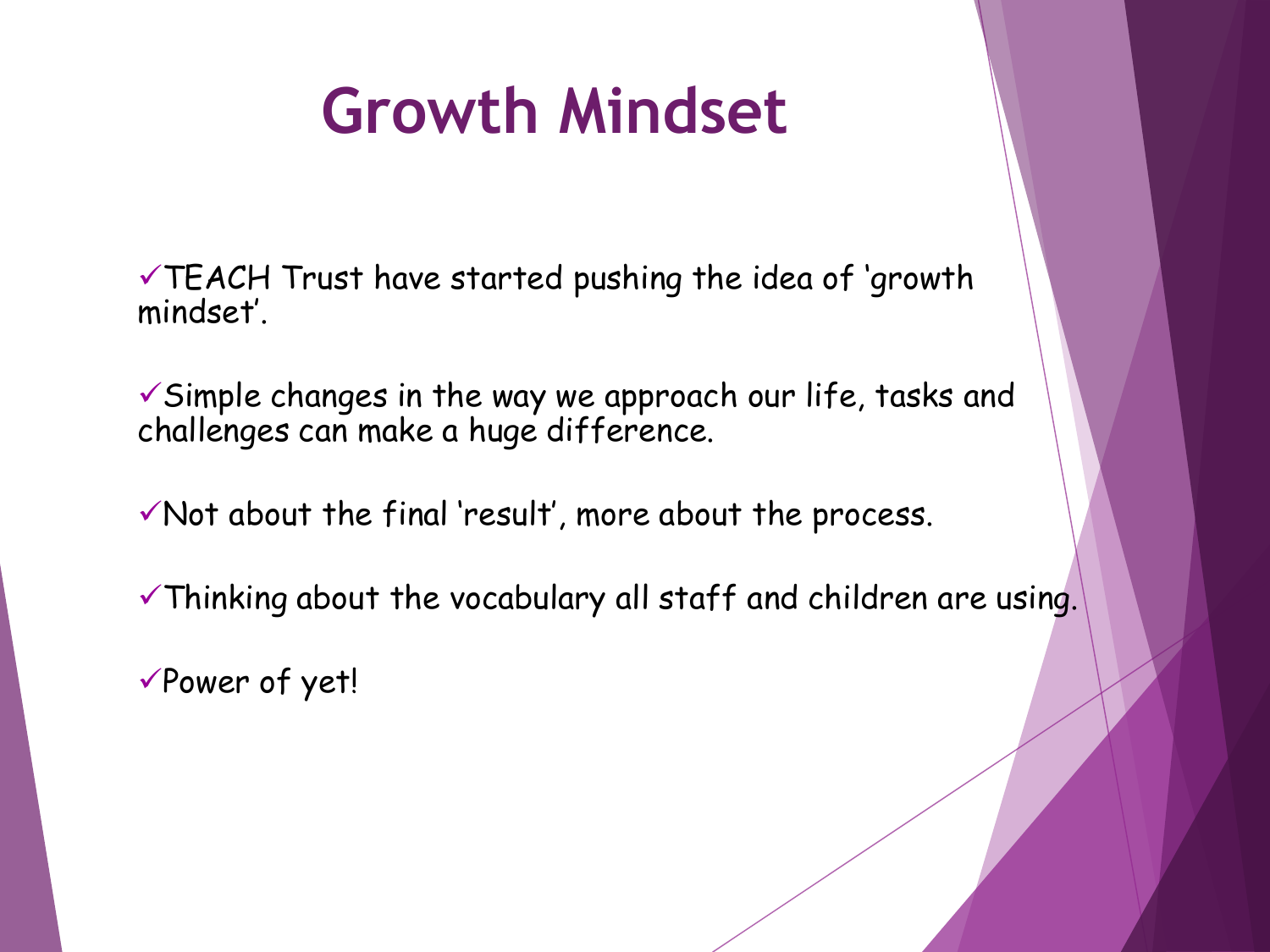# Growth Mindset

- ✓TEACH Trust have started pushing the idea of 'growth mindset'.
- ✓Simple changes in the way we approach our life, tasks and challenges can make a huge difference.
- ✓Not about the final 'result', more about the process.
- ✓Thinking about the vocabulary all staff and children are using.
- ✓Power of yet!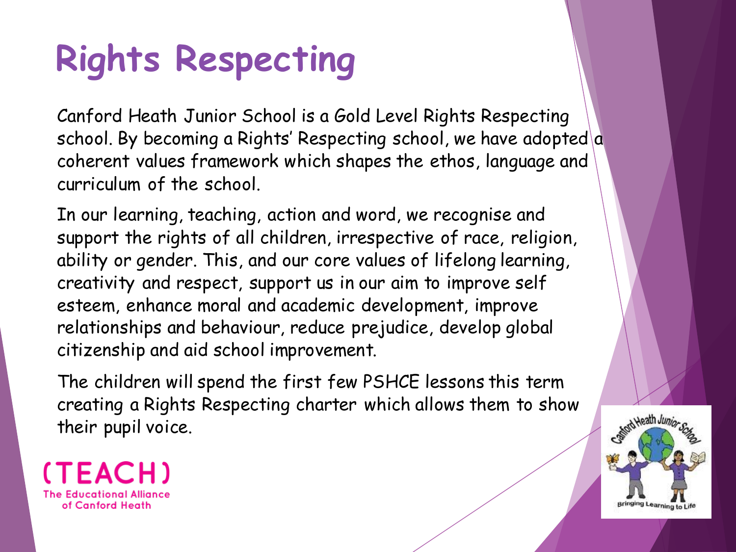# Rights Respecting

Canford Heath Junior School is a Gold Level Rights Respecting school. By becoming a Rights' Respecting school, we have adopted a coherent values framework which shapes the ethos, language and curriculum of the school.

In our learning, teaching, action and word, we recognise and support the rights of all children, irrespective of race, religion, ability or gender. This, and our core values of lifelong learning, creativity and respect, support us in our aim to improve self esteem, enhance moral and academic development, improve relationships and behaviour, reduce prejudice, develop global citizenship and aid school improvement.

The children will spend the first few PSHCE lessons this term creating a Rights Respecting charter which allows them to show their pupil voice.

(TEACH) The Educational Alliance of Canford Heath

Canford Heath Junior School – Bringing Learning to Life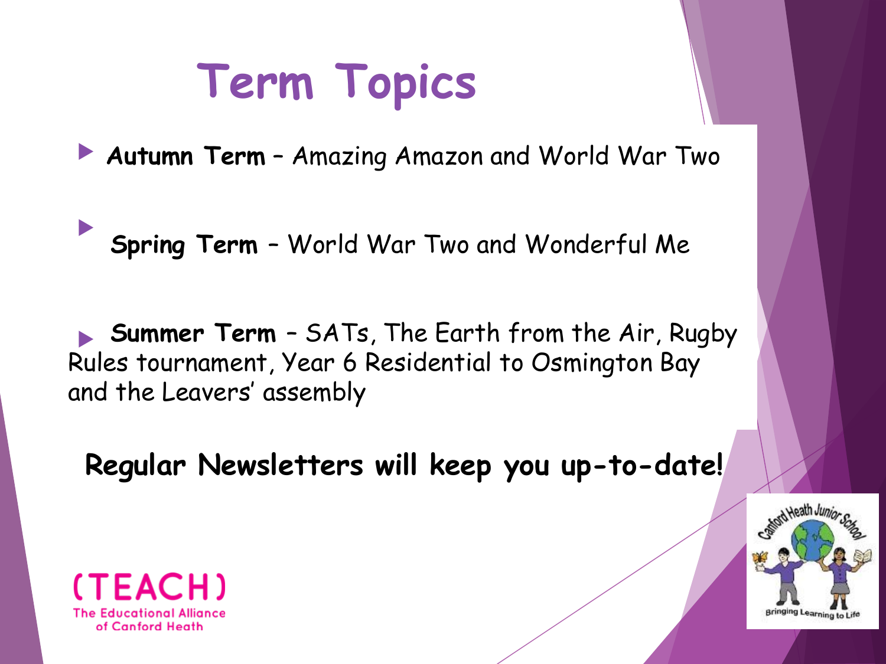# Term Topics

- **Autumn Term** – Amazing Amazon and World War Two
- **Spring Term** – World War Two and Wonderful Me
- **Summer Term** – SATs, The Earth from the Air, Rugby Rules tournament, Year 6 Residential to Osmington Bay and the Leavers' assembly

**Regular Newsletters will keep you up-to-date!**

(TEACH)
The Educational Alliance of Canford Heath

Canford Heath Junior School
Bringing Learning to Life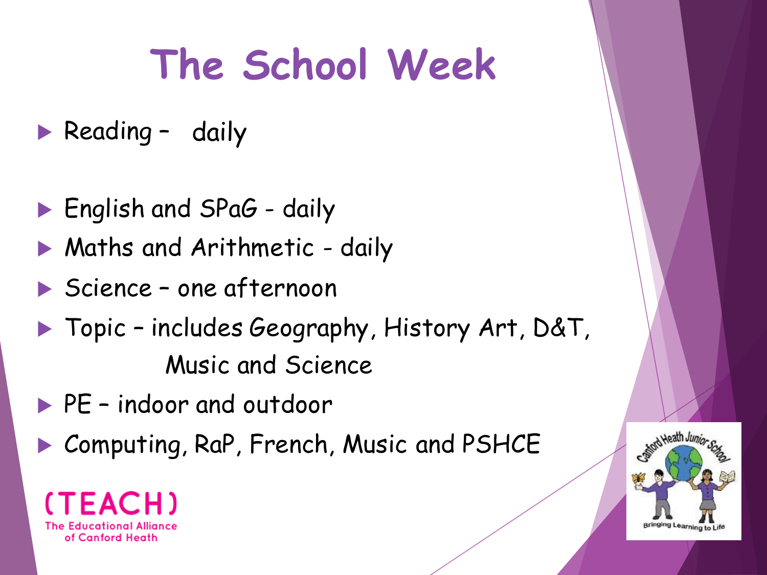# The School Week

- Reading – daily
- English and SPaG - daily
- Maths and Arithmetic - daily
- Science – one afternoon
- Topic – includes Geography, History Art, D&T, Music and Science
- PE – indoor and outdoor
- Computing, RaP, French, Music and PSHCE

(TEACH) The Educational Alliance of Canford Heath

Canford Heath Junior School
Bringing Learning to Life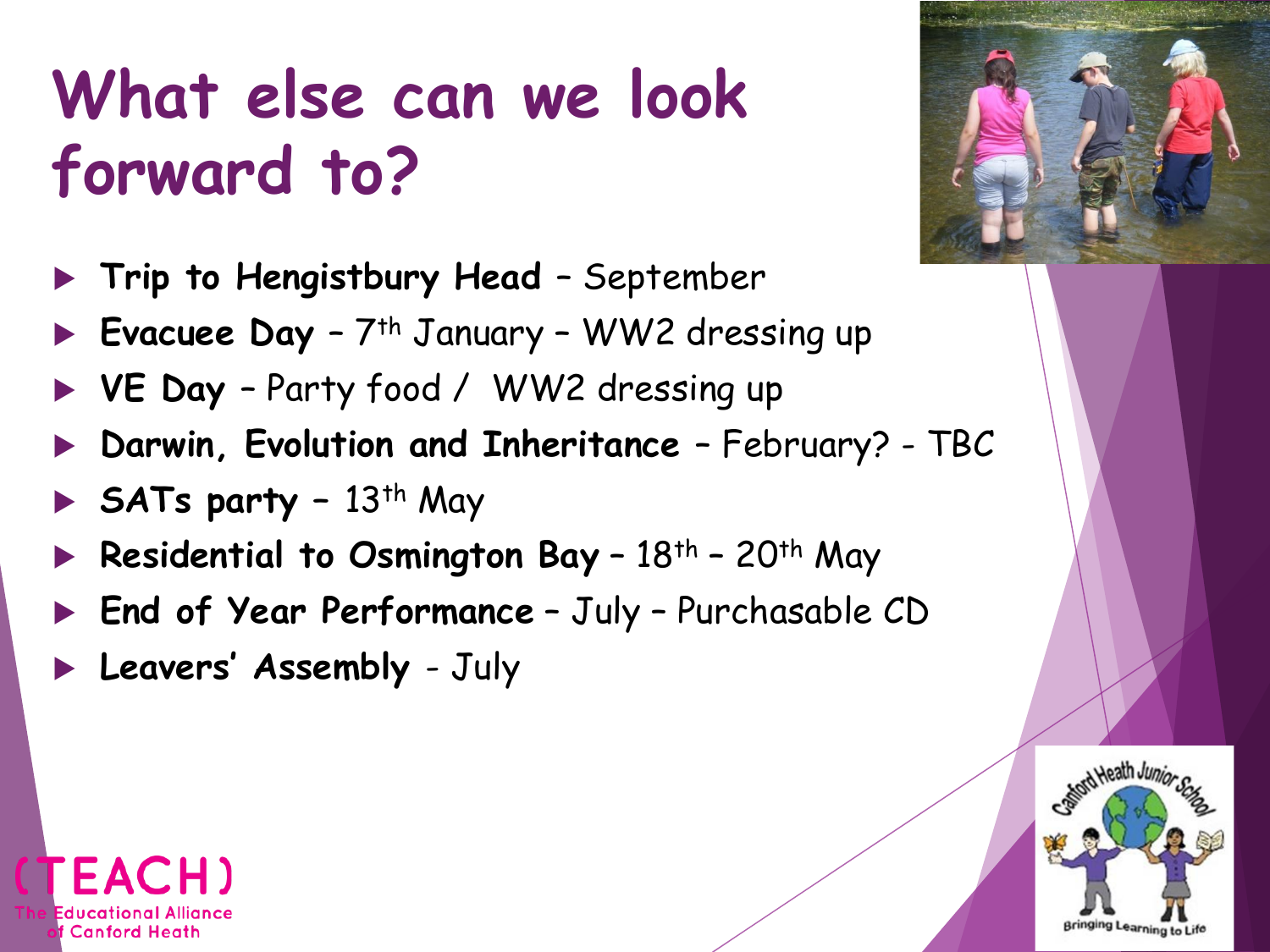# What else can we look forward to?

- **Trip to Hengistbury Head** – September
- **Evacuee Day** – 7th January – WW2 dressing up
- **VE Day** – Party food / WW2 dressing up
- **Darwin, Evolution and Inheritance** – February? - TBC
- **SATs party** – 13th May
- **Residential to Osmington Bay** – 18th – 20th May
- **End of Year Performance** – July – Purchasable CD
- **Leavers' Assembly** - July

(TEACH)
The Educational Alliance of Canford Heath

Canford Heath Junior School
Bringing Learning to Life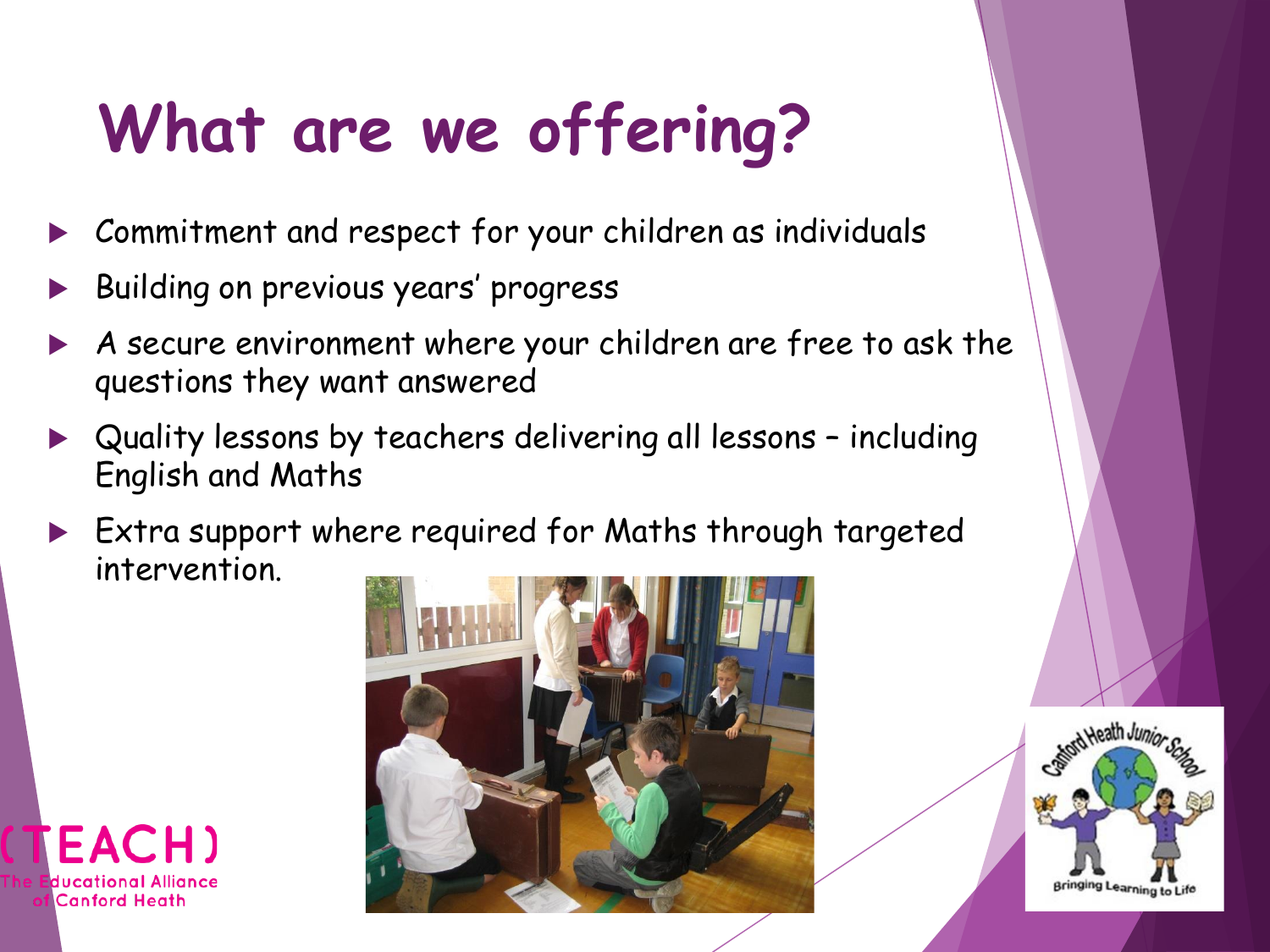# What are we offering?

- Commitment and respect for your children as individuals
- Building on previous years' progress
- A secure environment where your children are free to ask the questions they want answered
- Quality lessons by teachers delivering all lessons – including English and Maths
- Extra support where required for Maths through targeted intervention.

(TEACH)
The Educational Alliance of Canford Heath

Canford Heath Junior School
Bringing Learning to Life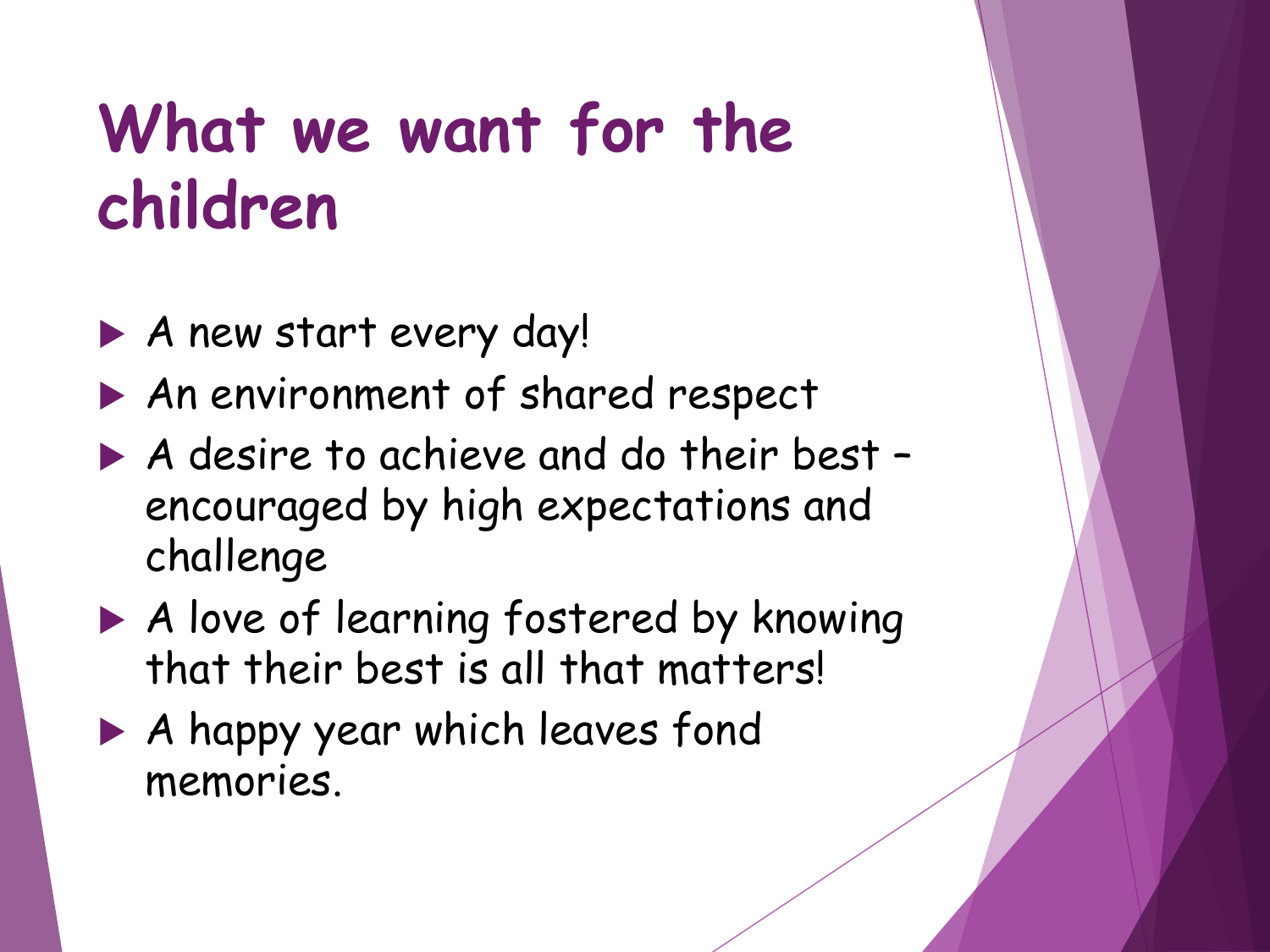# What we want for the children

- A new start every day!
- An environment of shared respect
- A desire to achieve and do their best – encouraged by high expectations and challenge
- A love of learning fostered by knowing that their best is all that matters!
- A happy year which leaves fond memories.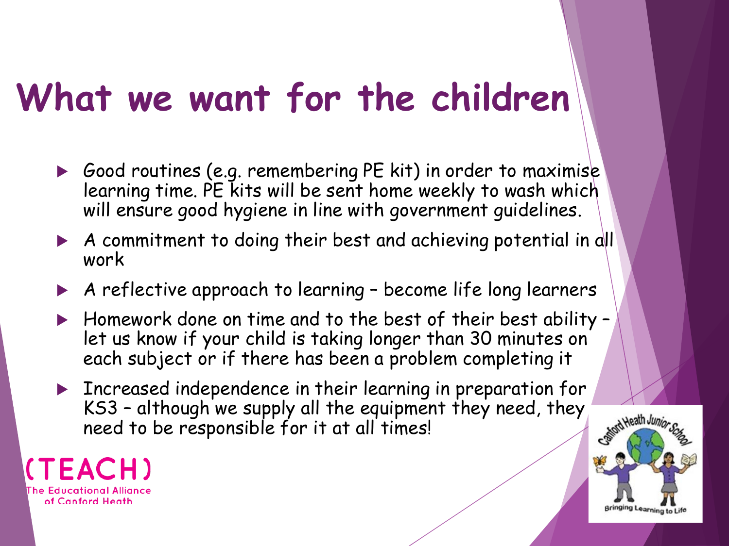# What we want for the children

- Good routines (e.g. remembering PE kit) in order to maximise learning time. PE kits will be sent home weekly to wash which will ensure good hygiene in line with government guidelines.
- A commitment to doing their best and achieving potential in all work
- A reflective approach to learning – become life long learners
- Homework done on time and to the best of their best ability – let us know if your child is taking longer than 30 minutes on each subject or if there has been a problem completing it
- Increased independence in their learning in preparation for KS3 – although we supply all the equipment they need, they need to be responsible for it at all times!

(TEACH)
The Educational Alliance of Canford Heath

Canford Heath Junior School
Bringing Learning to Life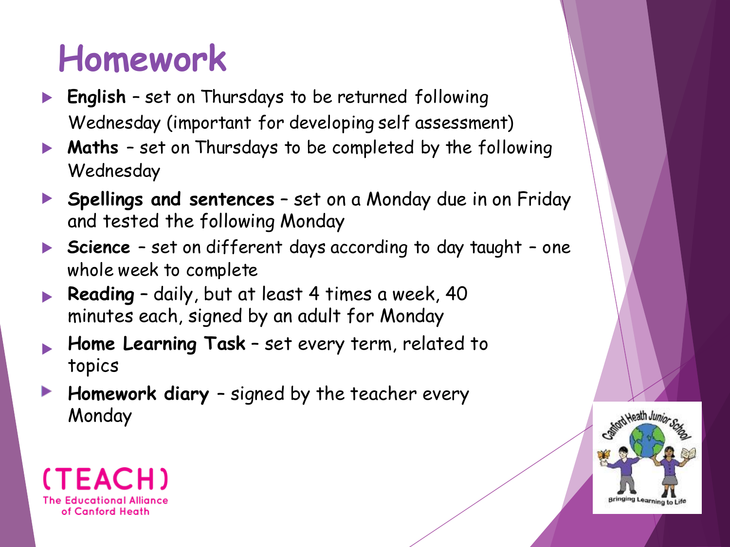# Homework

- **English** – set on Thursdays to be returned following Wednesday (important for developing self assessment)
- **Maths** – set on Thursdays to be completed by the following Wednesday
- **Spellings and sentences** – set on a Monday due in on Friday and tested the following Monday
- **Science** – set on different days according to day taught – one whole week to complete
- **Reading** – daily, but at least 4 times a week, 40 minutes each, signed by an adult for Monday
- **Home Learning Task** – set every term, related to topics
- **Homework diary** – signed by the teacher every Monday

(TEACH)
The Educational Alliance of Canford Heath

Canford Heath Junior School
Bringing Learning to Life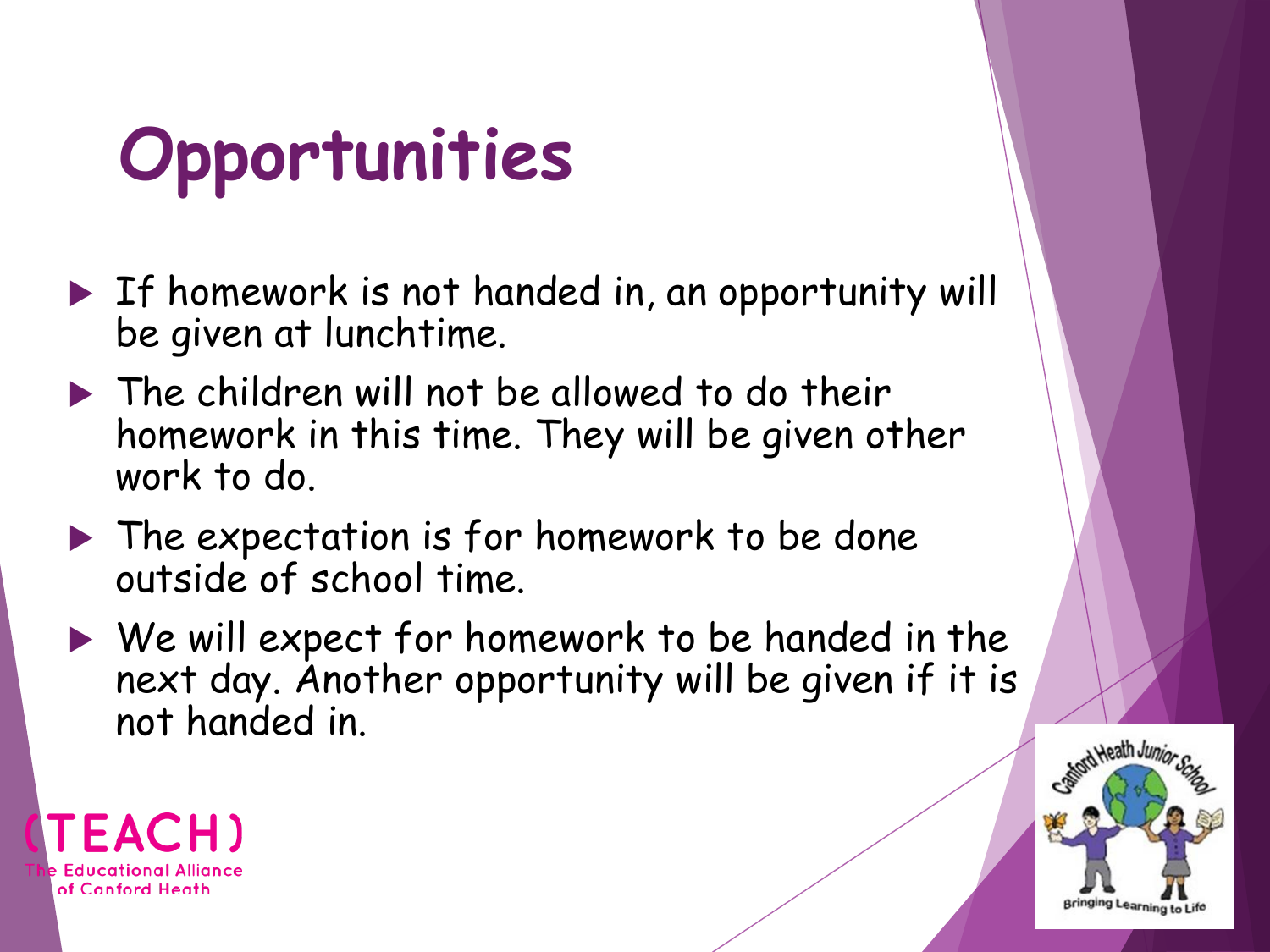# Opportunities

- If homework is not handed in, an opportunity will be given at lunchtime.
- The children will not be allowed to do their homework in this time. They will be given other work to do.
- The expectation is for homework to be done outside of school time.
- We will expect for homework to be handed in the next day. Another opportunity will be given if it is not handed in.

(TEACH)
The Educational Alliance of Canford Heath

Canford Heath Junior School
Bringing Learning to Life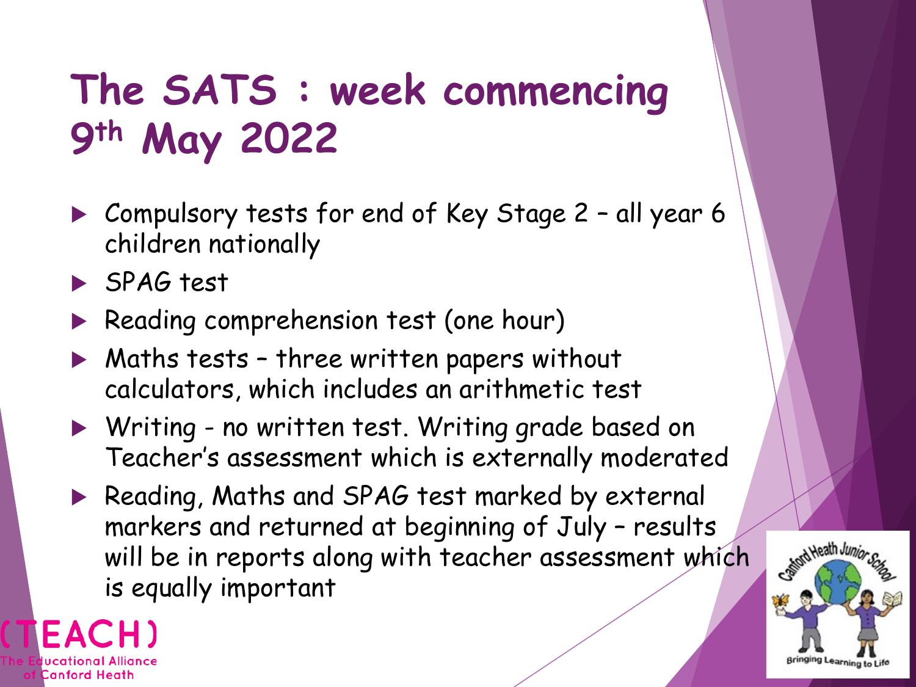# The SATS : week commencing 9th May 2022

- Compulsory tests for end of Key Stage 2 – all year 6 children nationally
- SPAG test
- Reading comprehension test (one hour)
- Maths tests – three written papers without calculators, which includes an arithmetic test
- Writing - no written test. Writing grade based on Teacher's assessment which is externally moderated
- Reading, Maths and SPAG test marked by external markers and returned at beginning of July – results will be in reports along with teacher assessment which is equally important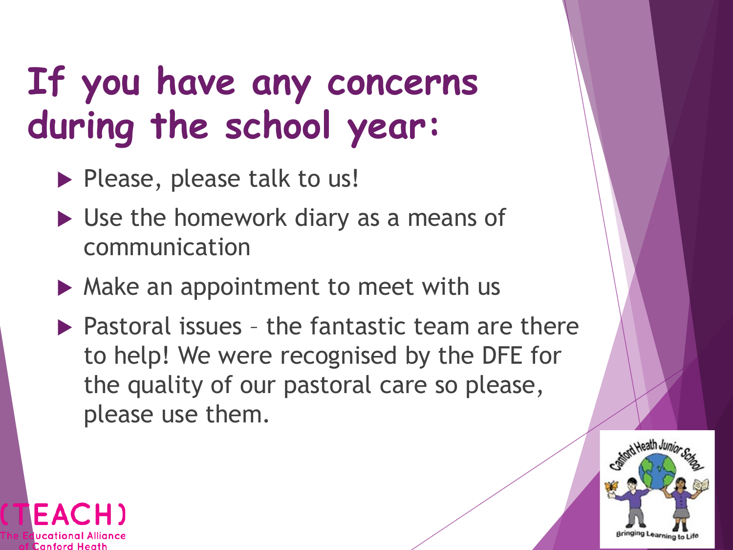# If you have any concerns during the school year:

- Please, please talk to us!
- Use the homework diary as a means of communication
- Make an appointment to meet with us
- Pastoral issues – the fantastic team are there to help! We were recognised by the DFE for the quality of our pastoral care so please, please use them.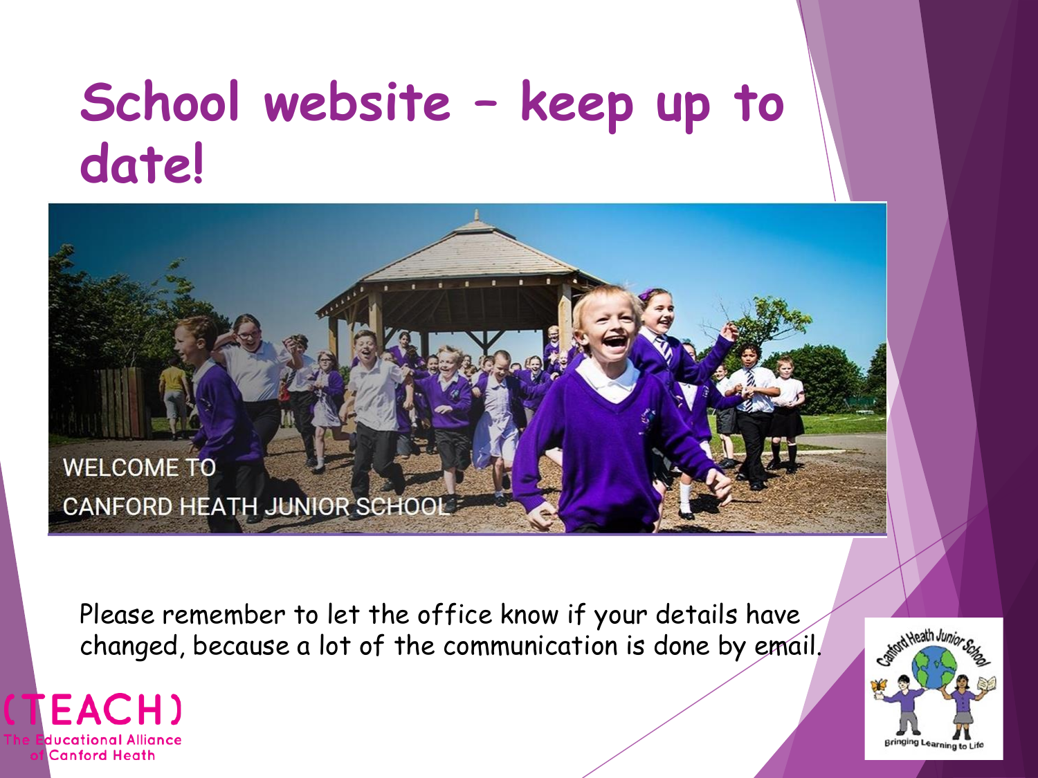# School website – keep up to date!

WELCOME TO
CANFORD HEATH JUNIOR SCHOOL

Please remember to let the office know if your details have changed, because a lot of the communication is done by email.

(TEACH)
The Educational Alliance of Canford Heath

Canford Heath Junior School
Bringing Learning to Life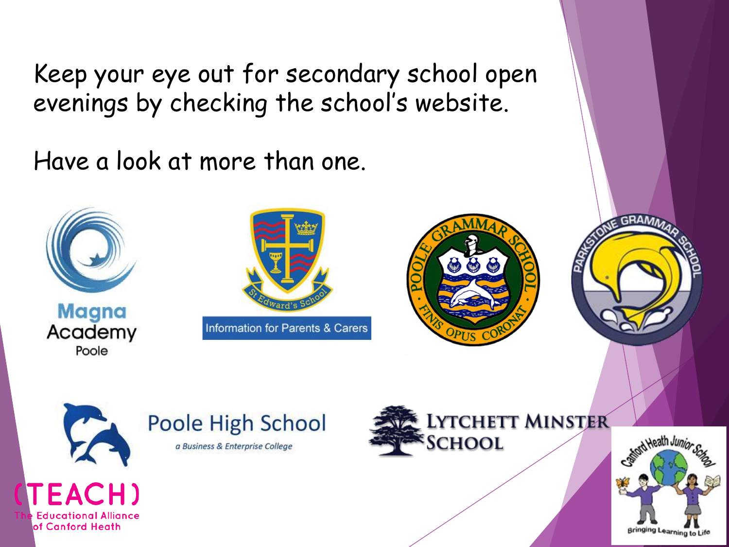Keep your eye out for secondary school open evenings by checking the school's website.

Have a look at more than one.

Magna Academy Poole

St Edward's School

Information for Parents & Carers

Poole Grammar School

Finis Opus Coronat

Parkstone Grammar School

Poole High School

*a Business & Enterprise College*

Lytchett Minster School

(TEACH)

The Educational Alliance of Canford Heath

Canford Heath Junior School

Bringing Learning to Life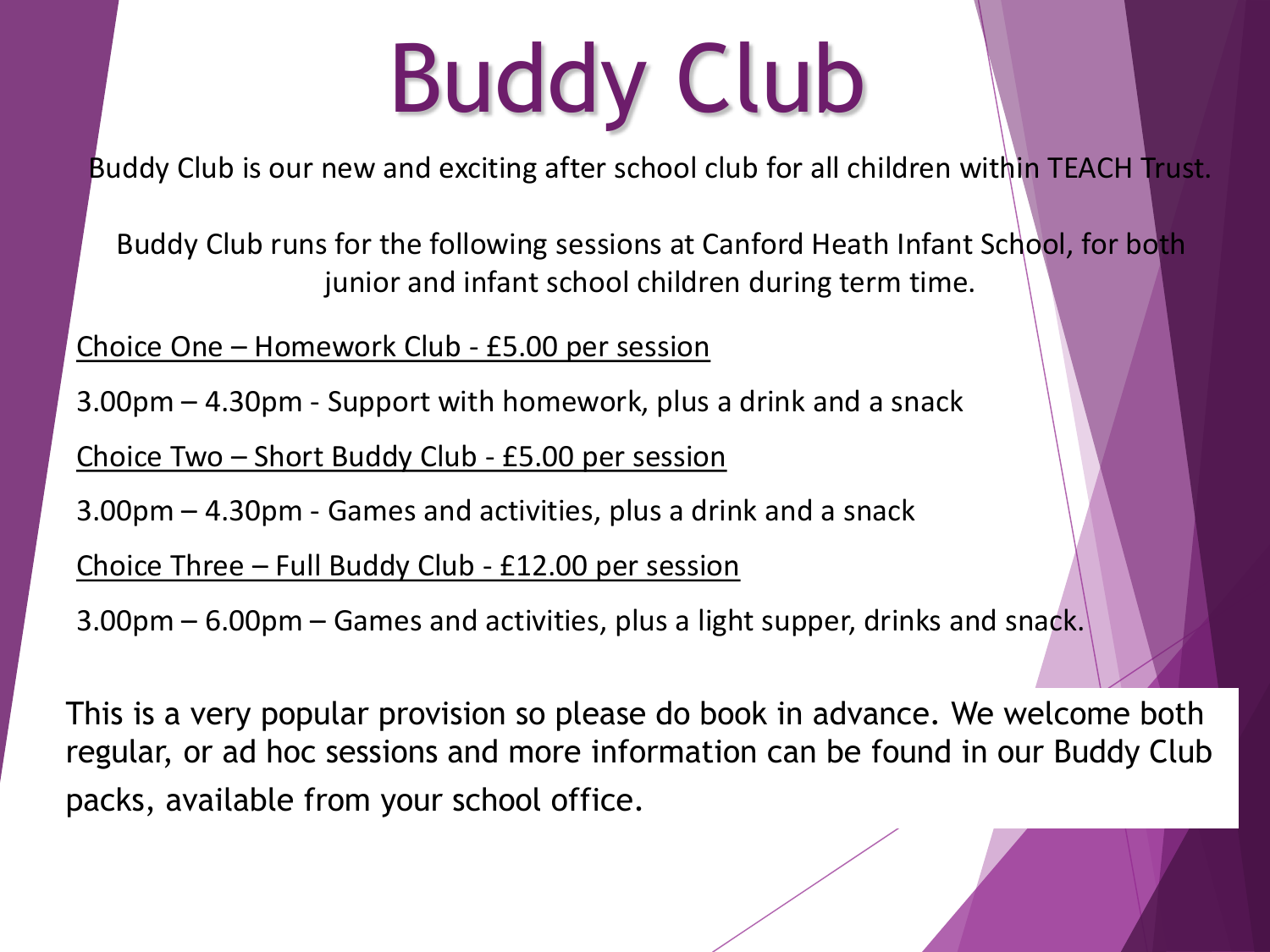# Buddy Club

Buddy Club is our new and exciting after school club for all children within TEACH Trust.

Buddy Club runs for the following sessions at Canford Heath Infant School, for both junior and infant school children during term time.

Choice One – Homework Club - £5.00 per session

3.00pm – 4.30pm - Support with homework, plus a drink and a snack

Choice Two – Short Buddy Club - £5.00 per session

3.00pm – 4.30pm - Games and activities, plus a drink and a snack

Choice Three – Full Buddy Club - £12.00 per session

3.00pm – 6.00pm – Games and activities, plus a light supper, drinks and snack.

This is a very popular provision so please do book in advance. We welcome both regular, or ad hoc sessions and more information can be found in our Buddy Club packs, available from your school office.